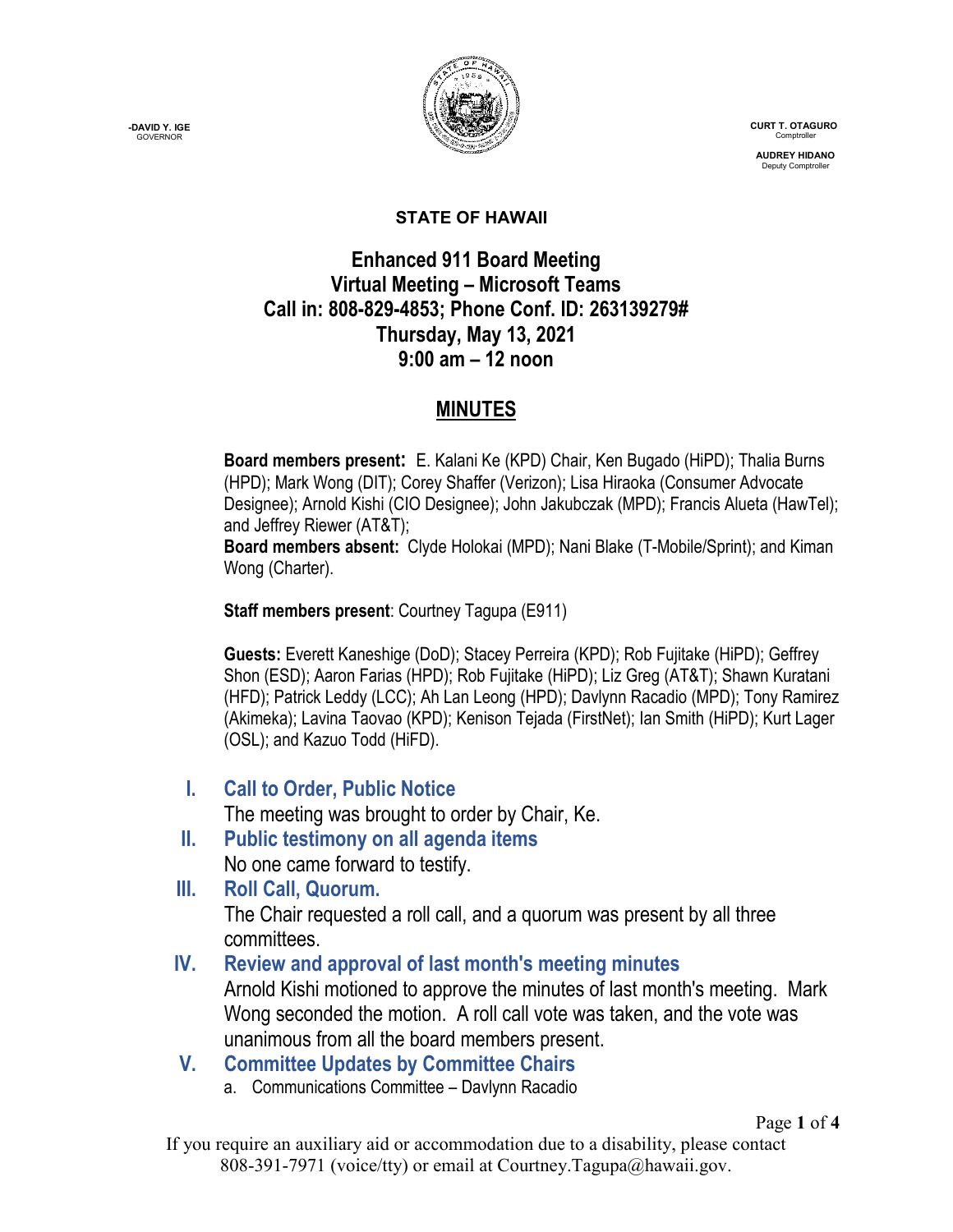-DAVID Y. IGE
GOVERNOR

CURT T. OTAGURO
Comptroller

AUDREY HIDANO
Deputy Comptroller

**STATE OF HAWAII**

# Enhanced 911 Board Meeting
## Virtual Meeting – Microsoft Teams
## Call in: 808-829-4853; Phone Conf. ID: 263139279#
## Thursday, May 13, 2021
## 9:00 am – 12 noon

## MINUTES

**Board members present:** E. Kalani Ke (KPD) Chair, Ken Bugado (HiPD); Thalia Burns (HPD); Mark Wong (DIT); Corey Shaffer (Verizon); Lisa Hiraoka (Consumer Advocate Designee); Arnold Kishi (CIO Designee); John Jakubczak (MPD); Francis Alueta (HawTel); and Jeffrey Riewer (AT&T);
**Board members absent:** Clyde Holokai (MPD); Nani Blake (T-Mobile/Sprint); and Kiman Wong (Charter).

**Staff members present**: Courtney Tagupa (E911)

**Guests:** Everett Kaneshige (DoD); Stacey Perreira (KPD); Rob Fujitake (HiPD); Geffrey Shon (ESD); Aaron Farias (HPD); Rob Fujitake (HiPD); Liz Greg (AT&T); Shawn Kuratani (HFD); Patrick Leddy (LCC); Ah Lan Leong (HPD); Davlynn Racadio (MPD); Tony Ramirez (Akimeka); Lavina Taovao (KPD); Kenison Tejada (FirstNet); Ian Smith (HiPD); Kurt Lager (OSL); and Kazuo Todd (HiFD).

### I. Call to Order, Public Notice
The meeting was brought to order by Chair, Ke.

### II. Public testimony on all agenda items
No one came forward to testify.

### III. Roll Call, Quorum.
The Chair requested a roll call, and a quorum was present by all three committees.

### IV. Review and approval of last month's meeting minutes
Arnold Kishi motioned to approve the minutes of last month's meeting. Mark Wong seconded the motion. A roll call vote was taken, and the vote was unanimous from all the board members present.

### V. Committee Updates by Committee Chairs
a. Communications Committee – Davlynn Racadio

If you require an auxiliary aid or accommodation due to a disability, please contact 808-391-7971 (voice/tty) or email at Courtney.Tagupa@hawaii.gov.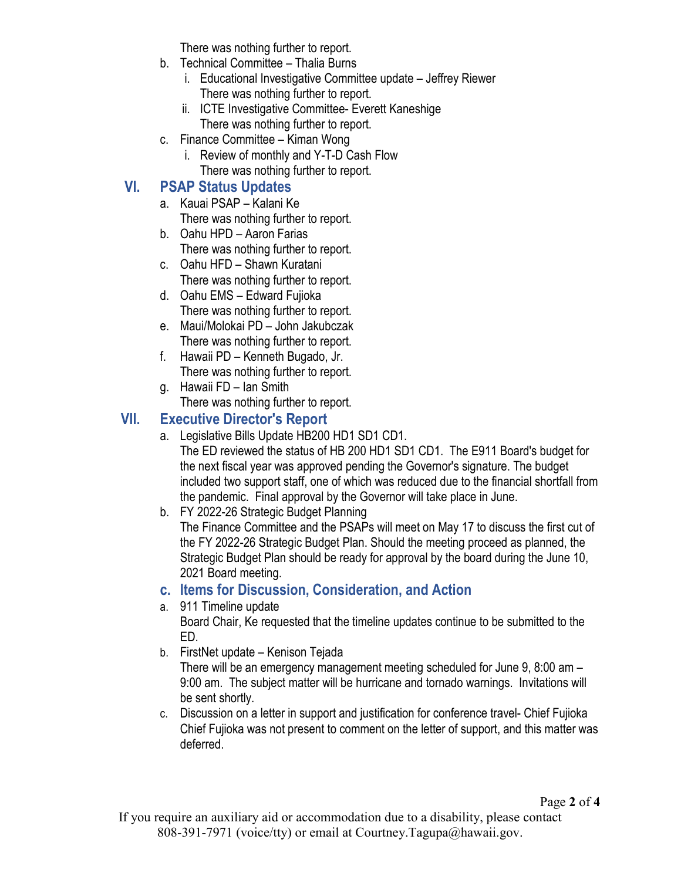There was nothing further to report.

b. Technical Committee – Thalia Burns
   i. Educational Investigative Committee update – Jeffrey Riewer
      There was nothing further to report.
   ii. ICTE Investigative Committee- Everett Kaneshige
      There was nothing further to report.

c. Finance Committee – Kiman Wong
   i. Review of monthly and Y-T-D Cash Flow
      There was nothing further to report.

## VI. PSAP Status Updates

a. Kauai PSAP – Kalani Ke
   There was nothing further to report.

b. Oahu HPD – Aaron Farias
   There was nothing further to report.

c. Oahu HFD – Shawn Kuratani
   There was nothing further to report.

d. Oahu EMS – Edward Fujioka
   There was nothing further to report.

e. Maui/Molokai PD – John Jakubczak
   There was nothing further to report.

f. Hawaii PD – Kenneth Bugado, Jr.
   There was nothing further to report.

g. Hawaii FD – Ian Smith
   There was nothing further to report.

## VII. Executive Director's Report

a. Legislative Bills Update HB200 HD1 SD1 CD1.
   The ED reviewed the status of HB 200 HD1 SD1 CD1. The E911 Board's budget for the next fiscal year was approved pending the Governor's signature. The budget included two support staff, one of which was reduced due to the financial shortfall from the pandemic. Final approval by the Governor will take place in June.

b. FY 2022-26 Strategic Budget Planning
   The Finance Committee and the PSAPs will meet on May 17 to discuss the first cut of the FY 2022-26 Strategic Budget Plan. Should the meeting proceed as planned, the Strategic Budget Plan should be ready for approval by the board during the June 10, 2021 Board meeting.

### c. Items for Discussion, Consideration, and Action

a. 911 Timeline update
   Board Chair, Ke requested that the timeline updates continue to be submitted to the ED.

b. FirstNet update – Kenison Tejada
   There will be an emergency management meeting scheduled for June 9, 8:00 am – 9:00 am. The subject matter will be hurricane and tornado warnings. Invitations will be sent shortly.

c. Discussion on a letter in support and justification for conference travel- Chief Fujioka
   Chief Fujioka was not present to comment on the letter of support, and this matter was deferred.

If you require an auxiliary aid or accommodation due to a disability, please contact 808-391-7971 (voice/tty) or email at Courtney.Tagupa@hawaii.gov.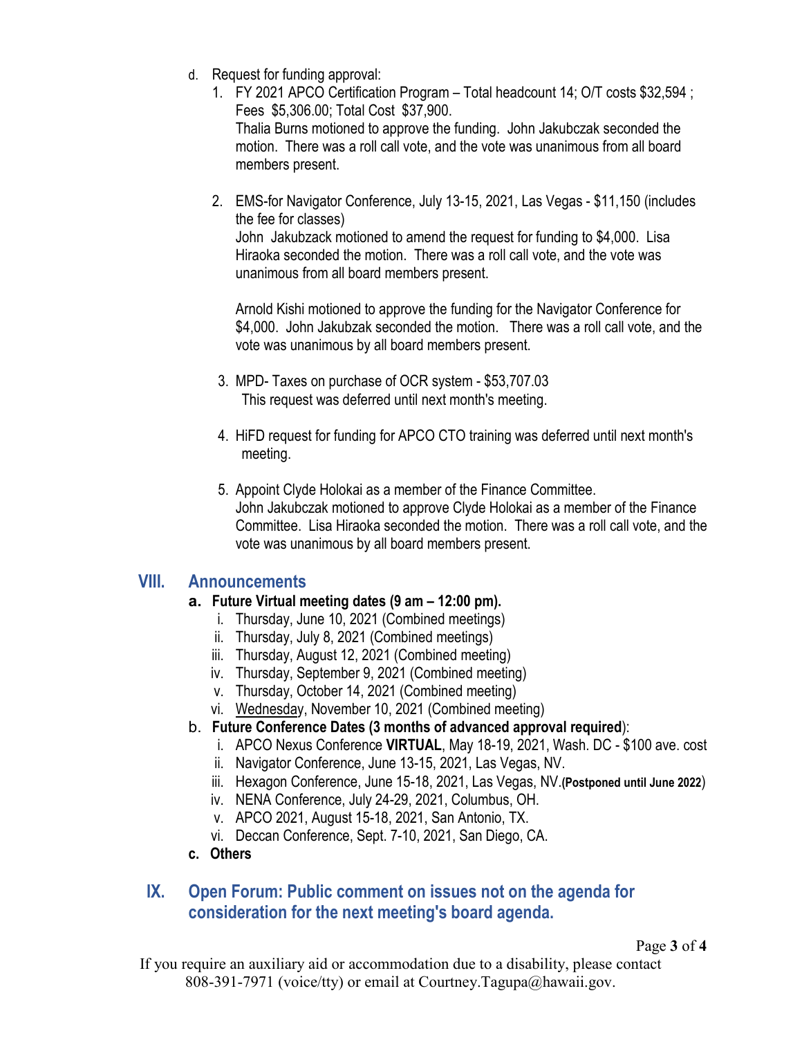d. Request for funding approval:

1. FY 2021 APCO Certification Program – Total headcount 14; O/T costs $32,594 ; Fees $5,306.00; Total Cost $37,900.
   Thalia Burns motioned to approve the funding. John Jakubczak seconded the motion. There was a roll call vote, and the vote was unanimous from all board members present.

2. EMS-for Navigator Conference, July 13-15, 2021, Las Vegas - $11,150 (includes the fee for classes)
   John Jakubzack motioned to amend the request for funding to $4,000. Lisa Hiraoka seconded the motion. There was a roll call vote, and the vote was unanimous from all board members present.

   Arnold Kishi motioned to approve the funding for the Navigator Conference for $4,000. John Jakubzak seconded the motion. There was a roll call vote, and the vote was unanimous by all board members present.

3. MPD- Taxes on purchase of OCR system - $53,707.03
   This request was deferred until next month's meeting.

4. HiFD request for funding for APCO CTO training was deferred until next month's meeting.

5. Appoint Clyde Holokai as a member of the Finance Committee.
   John Jakubczak motioned to approve Clyde Holokai as a member of the Finance Committee. Lisa Hiraoka seconded the motion. There was a roll call vote, and the vote was unanimous by all board members present.

## VIII. Announcements

**a. Future Virtual meeting dates (9 am – 12:00 pm).**

i. Thursday, June 10, 2021 (Combined meetings)
ii. Thursday, July 8, 2021 (Combined meetings)
iii. Thursday, August 12, 2021 (Combined meeting)
iv. Thursday, September 9, 2021 (Combined meeting)
v. Thursday, October 14, 2021 (Combined meeting)
vi. Wednesday, November 10, 2021 (Combined meeting)

b. **Future Conference Dates (3 months of advanced approval required**):

i. APCO Nexus Conference **VIRTUAL**, May 18-19, 2021, Wash. DC - $100 ave. cost
ii. Navigator Conference, June 13-15, 2021, Las Vegas, NV.
iii. Hexagon Conference, June 15-18, 2021, Las Vegas, NV.**(Postponed until June 2022**)
iv. NENA Conference, July 24-29, 2021, Columbus, OH.
v. APCO 2021, August 15-18, 2021, San Antonio, TX.
vi. Deccan Conference, Sept. 7-10, 2021, San Diego, CA.

**c. Others**

## IX. Open Forum: Public comment on issues not on the agenda for consideration for the next meeting's board agenda.

If you require an auxiliary aid or accommodation due to a disability, please contact 808-391-7971 (voice/tty) or email at Courtney.Tagupa@hawaii.gov.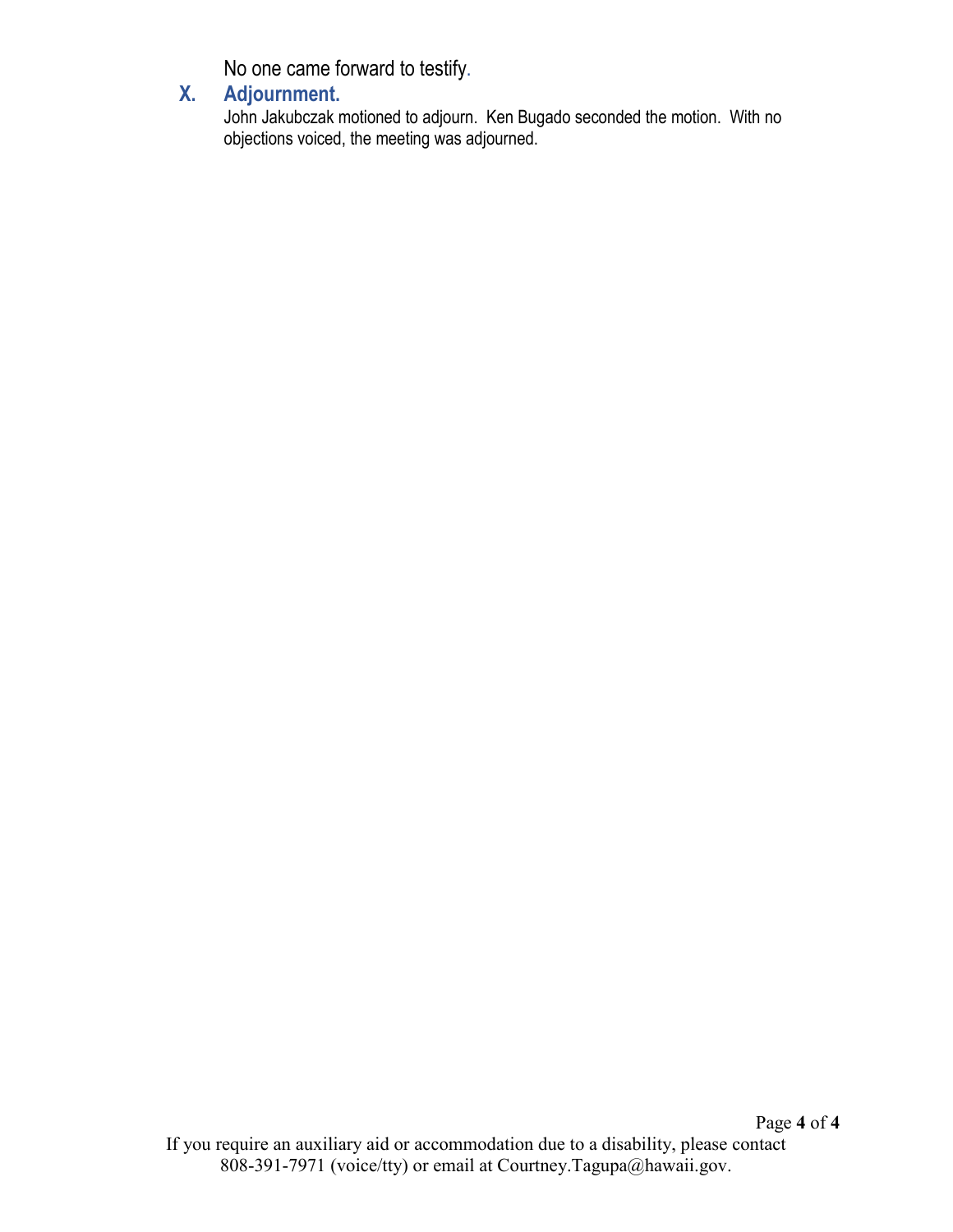No one came forward to testify.

## X. Adjournment.

John Jakubczak motioned to adjourn. Ken Bugado seconded the motion. With no objections voiced, the meeting was adjourned.

If you require an auxiliary aid or accommodation due to a disability, please contact 808-391-7971 (voice/tty) or email at Courtney.Tagupa@hawaii.gov.